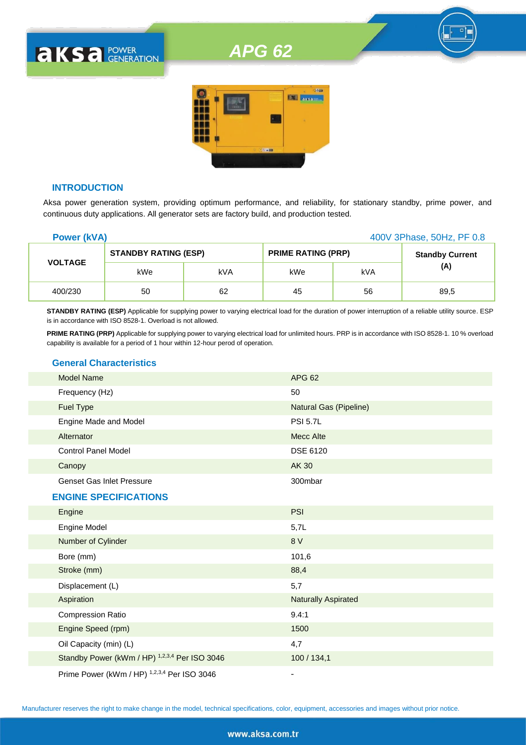# APG 62

## INTRODUCTION

Aksa power generation system, providing optimum performance, and reliability, for stationary standby, prime power, and continuous duty applications. All generator sets are factory build, and production tested.

**Power (kVA)** 400V 3Phase, 50Hz, PF 0.8

| VOLTAGE | STANDBY RATING (ESP) | | PRIME RATING (PRP) | | Standby Current (A) |
|---|---|---|---|---|---|
| | kWe | kVA | kWe | kVA | |
| 400/230 | 50 | 62 | 45 | 56 | 89,5 |

**STANDBY RATING (ESP)** Applicable for supplying power to varying electrical load for the duration of power interruption of a reliable utility source. ESP is in accordance with ISO 8528-1. Overload is not allowed.

**PRIME RATING (PRP)** Applicable for supplying power to varying electrical load for unlimited hours. PRP is in accordance with ISO 8528-1. 10 % overload capability is available for a period of 1 hour within 12-hour perod of operation.

## General Characteristics

| | |
|---|---|
| Model Name | APG 62 |
| Frequency (Hz) | 50 |
| Fuel Type | Natural Gas (Pipeline) |
| Engine Made and Model | PSI 5.7L |
| Alternator | Mecc Alte |
| Control Panel Model | DSE 6120 |
| Canopy | AK 30 |
| Genset Gas Inlet Pressure | 300mbar |

## ENGINE SPECIFICATIONS

| | |
|---|---|
| Engine | PSI |
| Engine Model | 5,7L |
| Number of Cylinder | 8 V |
| Bore (mm) | 101,6 |
| Stroke (mm) | 88,4 |
| Displacement (L) | 5,7 |
| Aspiration | Naturally Aspirated |
| Compression Ratio | 9.4:1 |
| Engine Speed (rpm) | 1500 |
| Oil Capacity (min) (L) | 4,7 |
| Standby Power (kWm / HP) [1,2,3,4] Per ISO 3046 | 100 / 134,1 |
| Prime Power (kWm / HP) [1,2,3,4] Per ISO 3046 | - |

Manufacturer reserves the right to make change in the model, technical specifications, color, equipment, accessories and images without prior notice.

www.aksa.com.tr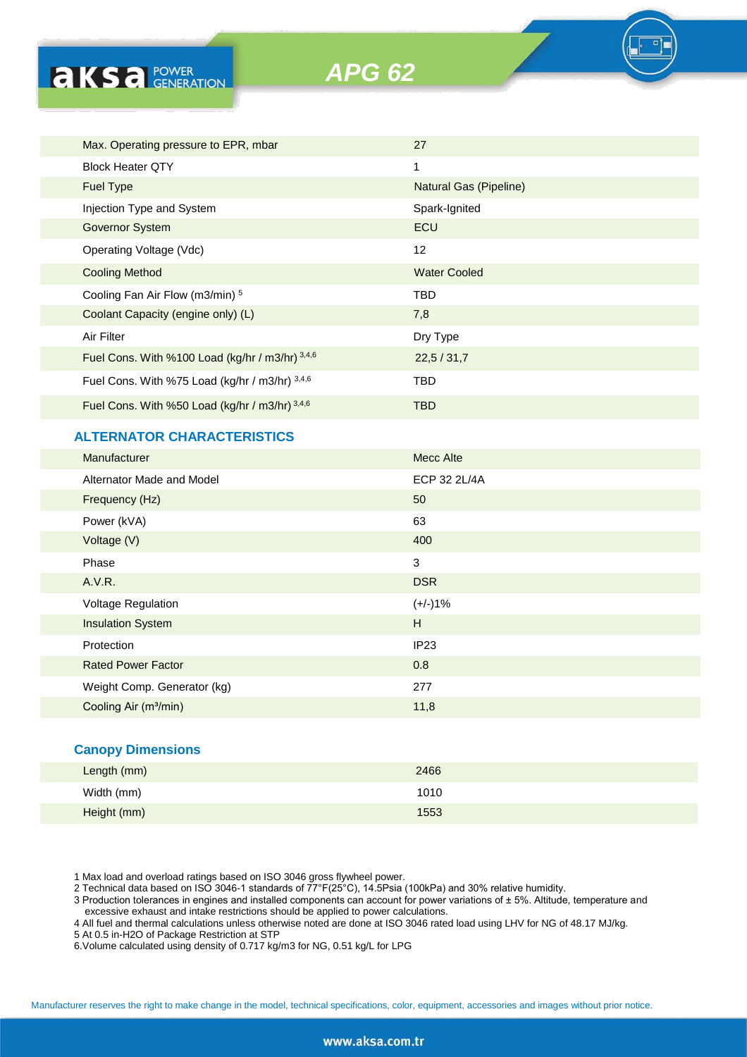# APG 62

| | |
|---|---|
| Max. Operating pressure to EPR, mbar | 27 |
| Block Heater QTY | 1 |
| Fuel Type | Natural Gas (Pipeline) |
| Injection Type and System | Spark-Ignited |
| Governor System | ECU |
| Operating Voltage (Vdc) | 12 |
| Cooling Method | Water Cooled |
| Cooling Fan Air Flow (m3/min) [5] | TBD |
| Coolant Capacity (engine only) (L) | 7,8 |
| Air Filter | Dry Type |
| Fuel Cons. With %100 Load (kg/hr / m3/hr) [3,4,6] | 22,5 / 31,7 |
| Fuel Cons. With %75 Load (kg/hr / m3/hr) [3,4,6] | TBD |
| Fuel Cons. With %50 Load (kg/hr / m3/hr) [3,4,6] | TBD |

## ALTERNATOR CHARACTERISTICS

| | |
|---|---|
| Manufacturer | Mecc Alte |
| Alternator Made and Model | ECP 32 2L/4A |
| Frequency (Hz) | 50 |
| Power (kVA) | 63 |
| Voltage (V) | 400 |
| Phase | 3 |
| A.V.R. | DSR |
| Voltage Regulation | (+/-)1% |
| Insulation System | H |
| Protection | IP23 |
| Rated Power Factor | 0.8 |
| Weight Comp. Generator (kg) | 277 |
| Cooling Air (m³/min) | 11,8 |

## Canopy Dimensions

| | |
|---|---|
| Length (mm) | 2466 |
| Width (mm) | 1010 |
| Height (mm) | 1553 |

1 Max load and overload ratings based on ISO 3046 gross flywheel power.
2 Technical data based on ISO 3046-1 standards of 77°F(25°C), 14.5Psia (100kPa) and 30% relative humidity.
3 Production tolerances in engines and installed components can account for power variations of ± 5%. Altitude, temperature and excessive exhaust and intake restrictions should be applied to power calculations.
4 All fuel and thermal calculations unless otherwise noted are done at ISO 3046 rated load using LHV for NG of 48.17 MJ/kg.
5 At 0.5 in-H2O of Package Restriction at STP
6.Volume calculated using density of 0.717 kg/m3 for NG, 0.51 kg/L for LPG

Manufacturer reserves the right to make change in the model, technical specifications, color, equipment, accessories and images without prior notice.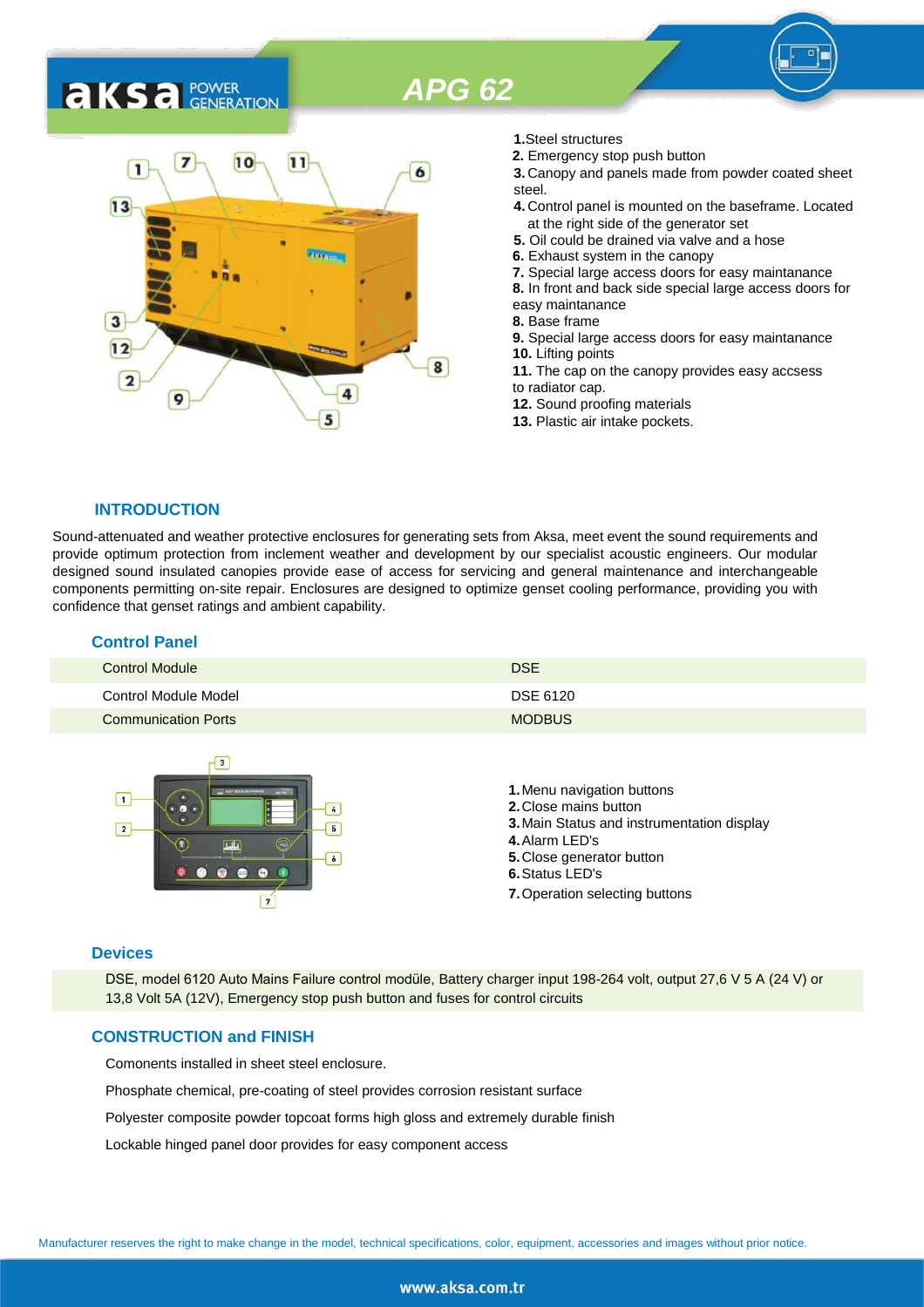# APG 62

**1.** Steel structures
**2.** Emergency stop push button
**3.** Canopy and panels made from powder coated sheet steel.
**4.** Control panel is mounted on the baseframe. Located at the right side of the generator set
**5.** Oil could be drained via valve and a hose
**6.** Exhaust system in the canopy
**7.** Special large access doors for easy maintanance
**8.** In front and back side special large access doors for easy maintanance
**8.** Base frame
**9.** Special large access doors for easy maintanance
**10.** Lifting points
**11.** The cap on the canopy provides easy accsess to radiator cap.
**12.** Sound proofing materials
**13.** Plastic air intake pockets.

## INTRODUCTION

Sound-attenuated and weather protective enclosures for generating sets from Aksa, meet event the sound requirements and provide optimum protection from inclement weather and development by our specialist acoustic engineers. Our modular designed sound insulated canopies provide ease of access for servicing and general maintenance and interchangeable components permitting on-site repair. Enclosures are designed to optimize genset cooling performance, providing you with confidence that genset ratings and ambient capability.

## Control Panel

| | |
|---|---|
| Control Module | DSE |
| Control Module Model | DSE 6120 |
| Communication Ports | MODBUS |

**1.** Menu navigation buttons
**2.** Close mains button
**3.** Main Status and instrumentation display
**4.** Alarm LED's
**5.** Close generator button
**6.** Status LED's
**7.** Operation selecting buttons

## Devices

DSE, model 6120 Auto Mains Failure control modüle, Battery charger input 198-264 volt, output 27,6 V 5 A (24 V) or 13,8 Volt 5A (12V), Emergency stop push button and fuses for control circuits

## CONSTRUCTION and FINISH

Comonents installed in sheet steel enclosure.

Phosphate chemical, pre-coating of steel provides corrosion resistant surface

Polyester composite powder topcoat forms high gloss and extremely durable finish

Lockable hinged panel door provides for easy component access

Manufacturer reserves the right to make change in the model, technical specifications, color, equipment, accessories and images without prior notice.

www.aksa.com.tr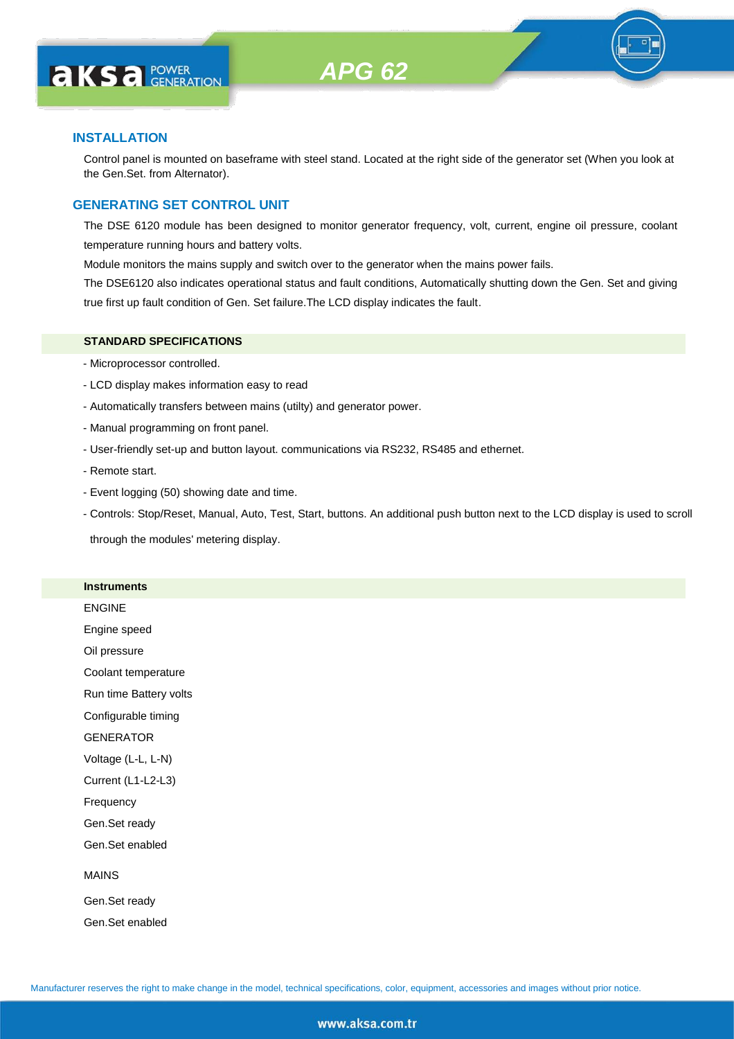# APG 62

## INSTALLATION

Control panel is mounted on baseframe with steel stand. Located at the right side of the generator set (When you look at the Gen.Set. from Alternator).

## GENERATING SET CONTROL UNIT

The DSE 6120 module has been designed to monitor generator frequency, volt, current, engine oil pressure, coolant temperature running hours and battery volts.

Module monitors the mains supply and switch over to the generator when the mains power fails.

The DSE6120 also indicates operational status and fault conditions, Automatically shutting down the Gen. Set and giving true first up fault condition of Gen. Set failure.The LCD display indicates the fault.

### STANDARD SPECIFICATIONS

- Microprocessor controlled.
- LCD display makes information easy to read
- Automatically transfers between mains (utilty) and generator power.
- Manual programming on front panel.
- User-friendly set-up and button layout. communications via RS232, RS485 and ethernet.
- Remote start.
- Event logging (50) showing date and time.
- Controls: Stop/Reset, Manual, Auto, Test, Start, buttons. An additional push button next to the LCD display is used to scroll through the modules' metering display.

### Instruments

ENGINE

Engine speed

Oil pressure

Coolant temperature

Run time Battery volts

Configurable timing

GENERATOR

Voltage (L-L, L-N)

Current (L1-L2-L3)

Frequency

Gen.Set ready

Gen.Set enabled

MAINS

Gen.Set ready

Gen.Set enabled

Manufacturer reserves the right to make change in the model, technical specifications, color, equipment, accessories and images without prior notice.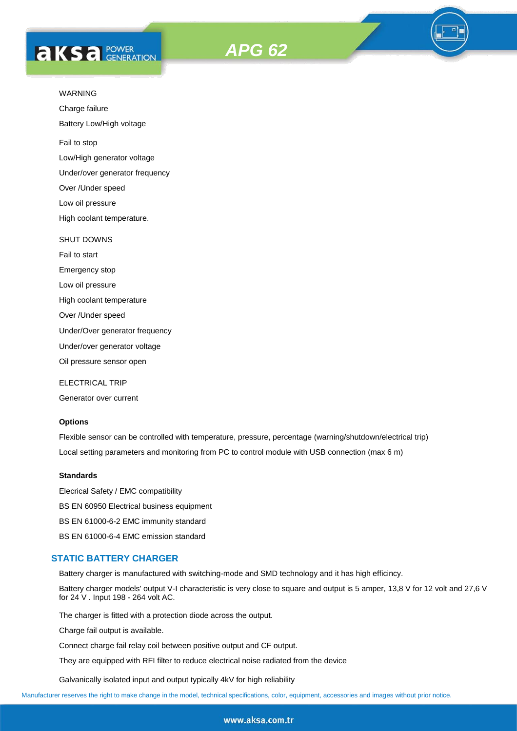WARNING

Charge failure

Battery Low/High voltage

Fail to stop

Low/High generator voltage

Under/over generator frequency

Over /Under speed

Low oil pressure

High coolant temperature.

SHUT DOWNS

Fail to start

Emergency stop

Low oil pressure

High coolant temperature

Over /Under speed

Under/Over generator frequency

Under/over generator voltage

Oil pressure sensor open

ELECTRICAL TRIP

Generator over current

**Options**

Flexible sensor can be controlled with temperature, pressure, percentage (warning/shutdown/electrical trip)

Local setting parameters and monitoring from PC to control module with USB connection (max 6 m)

**Standards**

Elecrical Safety / EMC compatibility

BS EN 60950 Electrical business equipment

BS EN 61000-6-2 EMC immunity standard

BS EN 61000-6-4 EMC emission standard

## STATIC BATTERY CHARGER

Battery charger is manufactured with switching-mode and SMD technology and it has high efficincy.

Battery charger models' output V-I characteristic is very close to square and output is 5 amper, 13,8 V for 12 volt and 27,6 V for 24 V . Input 198 - 264 volt AC.

The charger is fitted with a protection diode across the output.

Charge fail output is available.

Connect charge fail relay coil between positive output and CF output.

They are equipped with RFI filter to reduce electrical noise radiated from the device

Galvanically isolated input and output typically 4kV for high reliability

Manufacturer reserves the right to make change in the model, technical specifications, color, equipment, accessories and images without prior notice.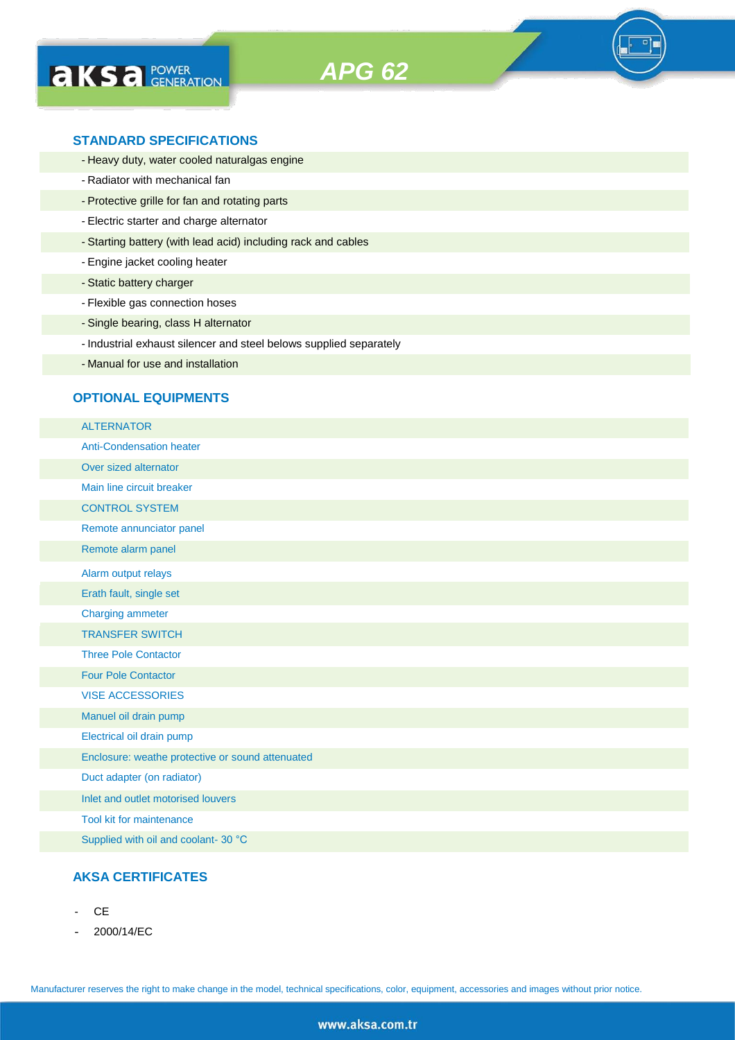# APG 62

## STANDARD SPECIFICATIONS

- Heavy duty, water cooled naturalgas engine
- Radiator with mechanical fan
- Protective grille for fan and rotating parts
- Electric starter and charge alternator
- Starting battery (with lead acid) including rack and cables
- Engine jacket cooling heater
- Static battery charger
- Flexible gas connection hoses
- Single bearing, class H alternator
- Industrial exhaust silencer and steel belows supplied separately
- Manual for use and installation

## OPTIONAL EQUIPMENTS

ALTERNATOR

Anti-Condensation heater

Over sized alternator

Main line circuit breaker

CONTROL SYSTEM

Remote annunciator panel

Remote alarm panel

Alarm output relays

Erath fault, single set

Charging ammeter

TRANSFER SWITCH

Three Pole Contactor

Four Pole Contactor

VISE ACCESSORIES

Manuel oil drain pump

Electrical oil drain pump

Enclosure: weathe protective or sound attenuated

Duct adapter (on radiator)

Inlet and outlet motorised louvers

Tool kit for maintenance

Supplied with oil and coolant- 30 °C

## AKSA CERTIFICATES

- CE
- 2000/14/EC

Manufacturer reserves the right to make change in the model, technical specifications, color, equipment, accessories and images without prior notice.